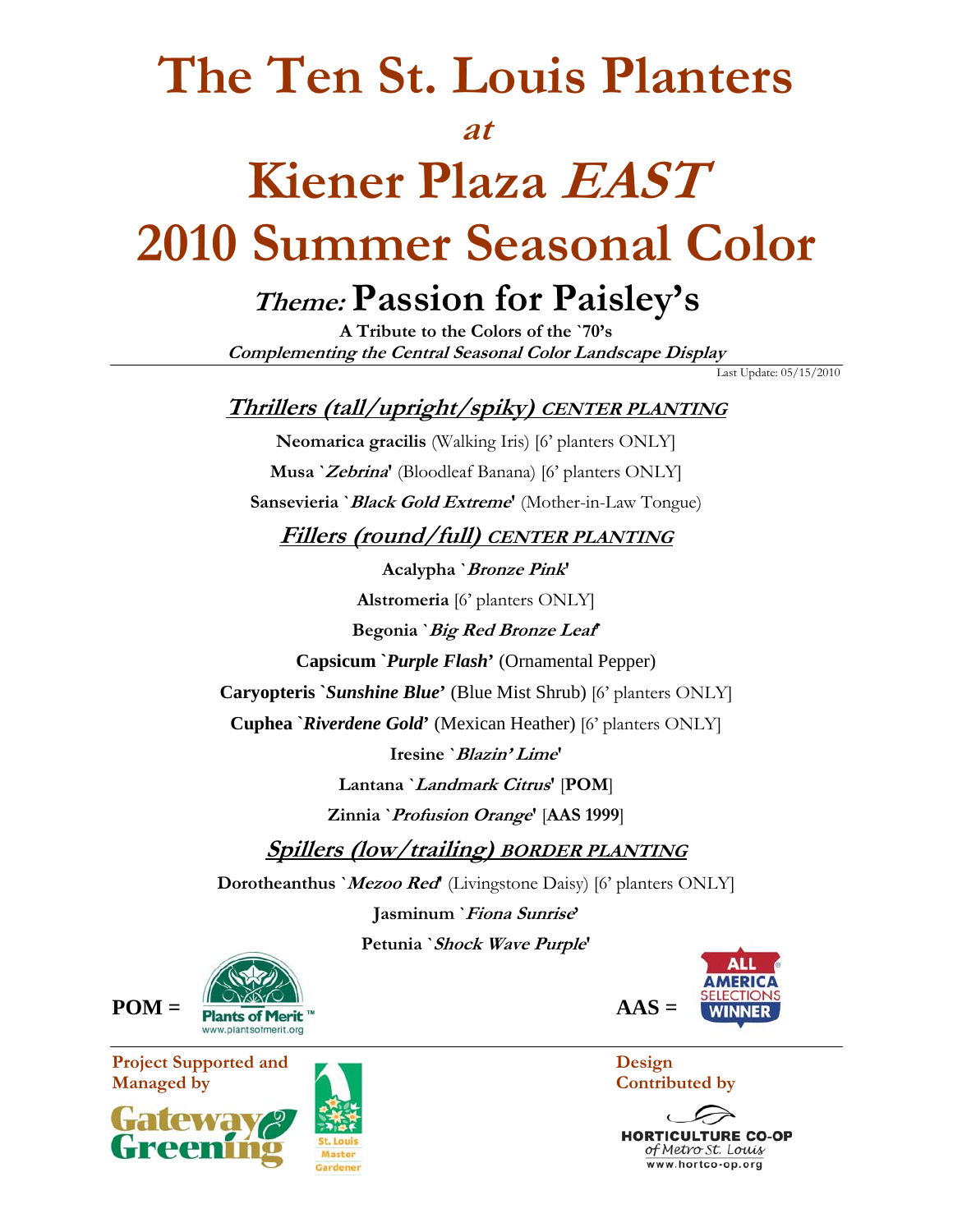# The Ten St. Louis Planters

## *at*

# Kiener Plaza *EAST*

# 2010 Summer Seasonal Color

## *Theme:* Passion for Paisley's

**A Tribute to the Colors of the `70's**

***Complementing the Central Seasonal Color Landscape Display***

Last Update: 05/15/2010

### ***Thrillers (tall/upright/spiky) CENTER PLANTING***

**Neomarica gracilis** (Walking Iris) [6' planters ONLY]

**Musa `*Zebrina*'** (Bloodleaf Banana) [6' planters ONLY]

**Sansevieria `*Black Gold Extreme*'** (Mother-in-Law Tongue)

### ***Fillers (round/full) CENTER PLANTING***

**Acalypha `*Bronze Pink*'**

**Alstromeria** [6' planters ONLY]

**Begonia `*Big Red Bronze Leaf*'**

**Capsicum `*Purple Flash*'** (Ornamental Pepper)

**Caryopteris `*Sunshine Blue*'** (Blue Mist Shrub) [6' planters ONLY]

**Cuphea `*Riverdene Gold*'** (Mexican Heather) [6' planters ONLY]

**Iresine `*Blazin' Lime*'**

**Lantana `*Landmark Citrus*'** [**POM**]

**Zinnia `*Profusion Orange*'** [**AAS 1999**]

### ***Spillers (low/trailing) BORDER PLANTING***

**Dorotheanthus `*Mezoo Red*'** (Livingstone Daisy) [6' planters ONLY]

**Jasminum `*Fiona Sunrise*'**

**Petunia `*Shock Wave Purple*'**

**POM =** Plants of Merit™ www.plantsofmerit.org

**AAS =** All America Selections Winner

**Project Supported and Managed by**

Gateway Greening

St. Louis Master Gardener

**Design Contributed by**

HORTICULTURE CO-OP of Metro St. Louis

www.hortco-op.org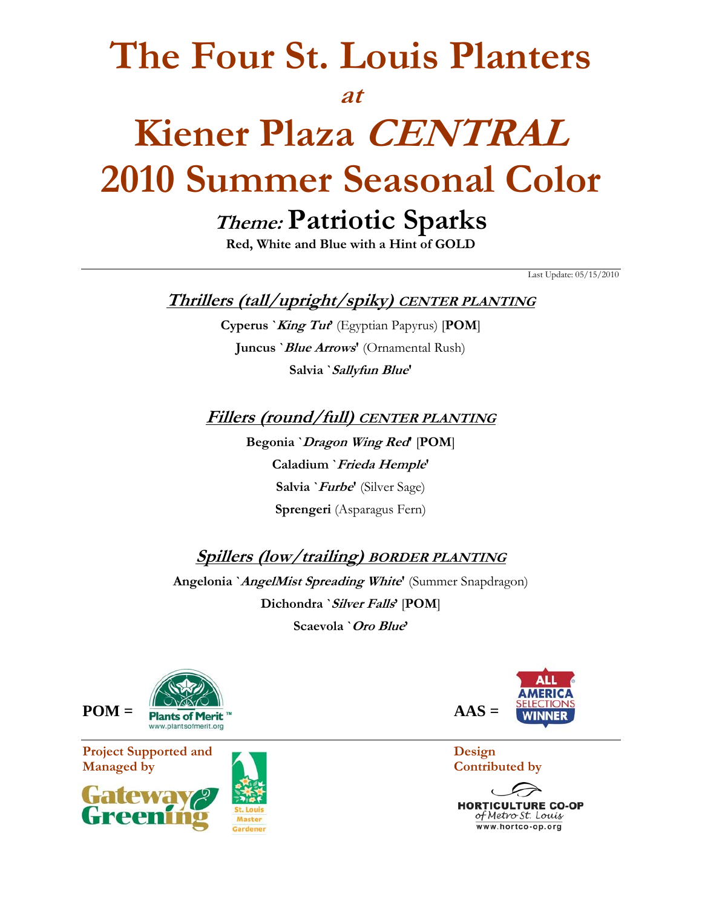# The Four St. Louis Planters

*at*

# Kiener Plaza *CENTRAL*

# 2010 Summer Seasonal Color

## *Theme:* Patriotic Sparks

**Red, White and Blue with a Hint of GOLD**

---

Last Update: 05/15/2010

### *Thrillers (tall/upright/spiky) CENTER PLANTING*

**Cyperus `*King Tut*'** (Egyptian Papyrus) [**POM**]

**Juncus `*Blue Arrows*'** (Ornamental Rush)

**Salvia `*Sallyfun Blue*'**

### *Fillers (round/full) CENTER PLANTING*

**Begonia `*Dragon Wing Red*'** [**POM**]

**Caladium `*Frieda Hemple*'**

**Salvia `*Furbe*'** (Silver Sage)

**Sprengeri** (Asparagus Fern)

### *Spillers (low/trailing) BORDER PLANTING*

**Angelonia `*AngelMist Spreading White*'** (Summer Snapdragon)

**Dichondra `*Silver Falls*'** [**POM**]

**Scaevola `*Oro Blue*'**

**POM =** Plants of Merit™ www.plantsofmerit.org

**AAS =** All America Selections Winner

---

**Project Supported and Managed by**

Gateway Greening

St. Louis Master Gardener

**Design Contributed by**

HORTICULTURE CO-OP of Metro St. Louis

www.hortco-op.org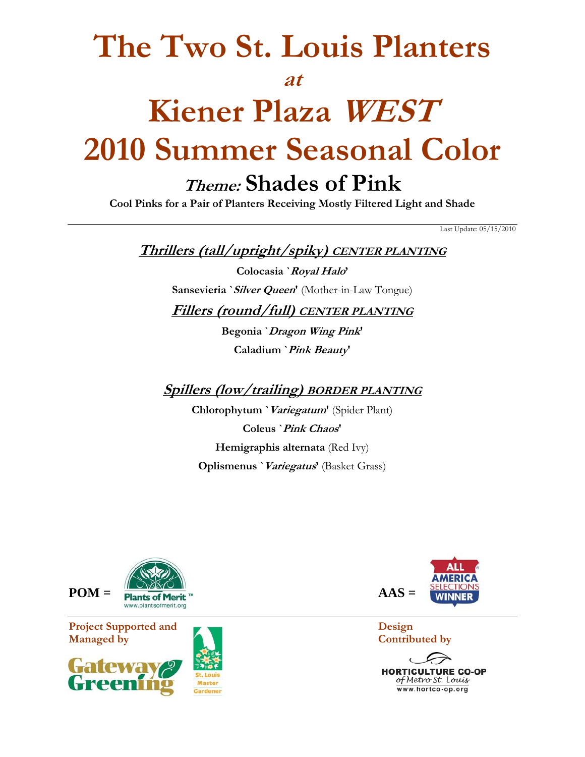# The Two St. Louis Planters

***at***

# Kiener Plaza *WEST*

# 2010 Summer Seasonal Color

## *Theme:* Shades of Pink

**Cool Pinks for a Pair of Planters Receiving Mostly Filtered Light and Shade**

---

Last Update: 05/15/2010

### *Thrillers (tall/upright/spiky)* CENTER PLANTING

**Colocasia `*Royal Halo*'**

**Sansevieria `*Silver Queen*'** (Mother-in-Law Tongue)

### *Fillers (round/full)* CENTER PLANTING

**Begonia `*Dragon Wing Pink*'**

**Caladium `*Pink Beauty*'**

### *Spillers (low/trailing)* BORDER PLANTING

**Chlorophytum `*Variegatum*'** (Spider Plant)

**Coleus `*Pink Chaos*'**

**Hemigraphis alternata** (Red Ivy)

**Oplismenus `*Variegatus*'** (Basket Grass)

**POM =** Plants of Merit™ www.plantsofmerit.org

**AAS =** All America Selections Winner

---

**Project Supported and Managed by**

Gateway Greening

St. Louis Master Gardener

**Design Contributed by**

HORTICULTURE CO-OP of Metro St. Louis
www.hortco-op.org